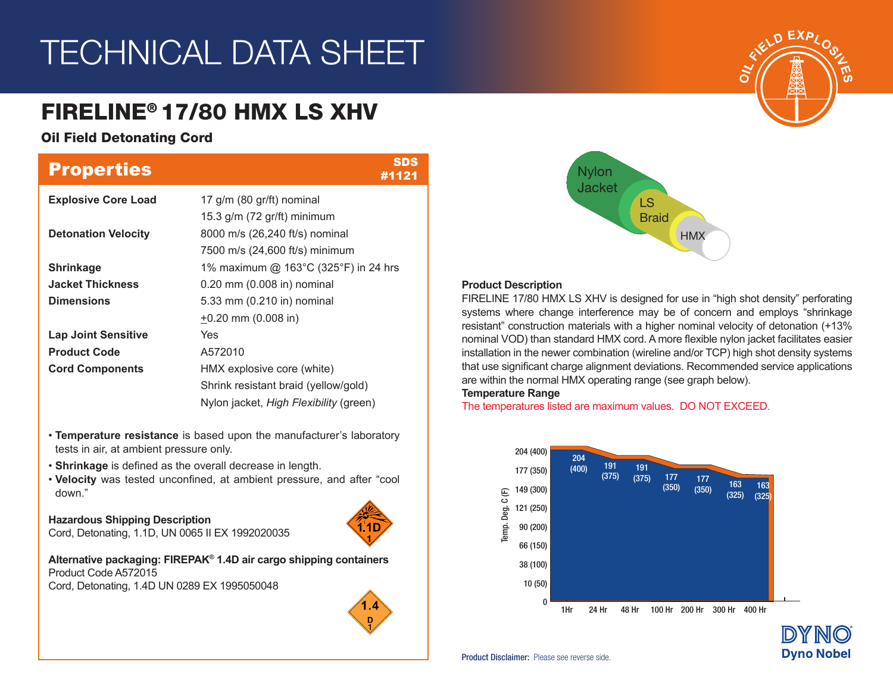# TECHNICAL DATA SHEET

## FIRELINE® 17/80 HMX LS XHV

**Oil Field Detonating Cord**

## Properties

SDS #1121

| Property | Value |
|---|---|
| **Explosive Core Load** | 17 g/m (80 gr/ft) nominal<br>15.3 g/m (72 gr/ft) minimum |
| **Detonation Velocity** | 8000 m/s (26,240 ft/s) nominal<br>7500 m/s (24,600 ft/s) minimum |
| **Shrinkage** | 1% maximum @ 163°C (325°F) in 24 hrs |
| **Jacket Thickness** | 0.20 mm (0.008 in) nominal |
| **Dimensions** | 5.33 mm (0.210 in) nominal<br>±0.20 mm (0.008 in) |
| **Lap Joint Sensitive** | Yes |
| **Product Code** | A572010 |
| **Cord Components** | HMX explosive core (white)<br>Shrink resistant braid (yellow/gold)<br>Nylon jacket, *High Flexibility* (green) |

- **Temperature resistance** is based upon the manufacturer's laboratory tests in air, at ambient pressure only.
- **Shrinkage** is defined as the overall decrease in length.
- **Velocity** was tested unconfined, at ambient pressure, and after "cool down."

**Hazardous Shipping Description**
Cord, Detonating, 1.1D, UN 0065 II EX 1992020035

**Alternative packaging: FIREPAK® 1.4D air cargo shipping containers**
Product Code A572015
Cord, Detonating, 1.4D UN 0289 EX 1995050048

Nylon Jacket · LS Braid · HMX

**Product Description**
FIRELINE 17/80 HMX LS XHV is designed for use in "high shot density" perforating systems where change interference may be of concern and employs "shrinkage resistant" construction materials with a higher nominal velocity of detonation (+13% nominal VOD) than standard HMX cord. A more flexible nylon jacket facilitates easier installation in the newer combination (wireline and/or TCP) high shot density systems that use significant charge alignment deviations. Recommended service applications are within the normal HMX operating range (see graph below).

**Temperature Range**
The temperatures listed are maximum values. DO NOT EXCEED.

| Time | Temp. Deg. C (F) |
|---|---|
| 1Hr | 204 (400) |
| 24 Hr | 191 (375) |
| 48 Hr | 191 (375) |
| 100 Hr | 177 (350) |
| 200 Hr | 177 (350) |
| 300 Hr | 163 (325) |
| 400 Hr | 163 (325) |

**Product Disclaimer:** Please see reverse side.

Dyno Nobel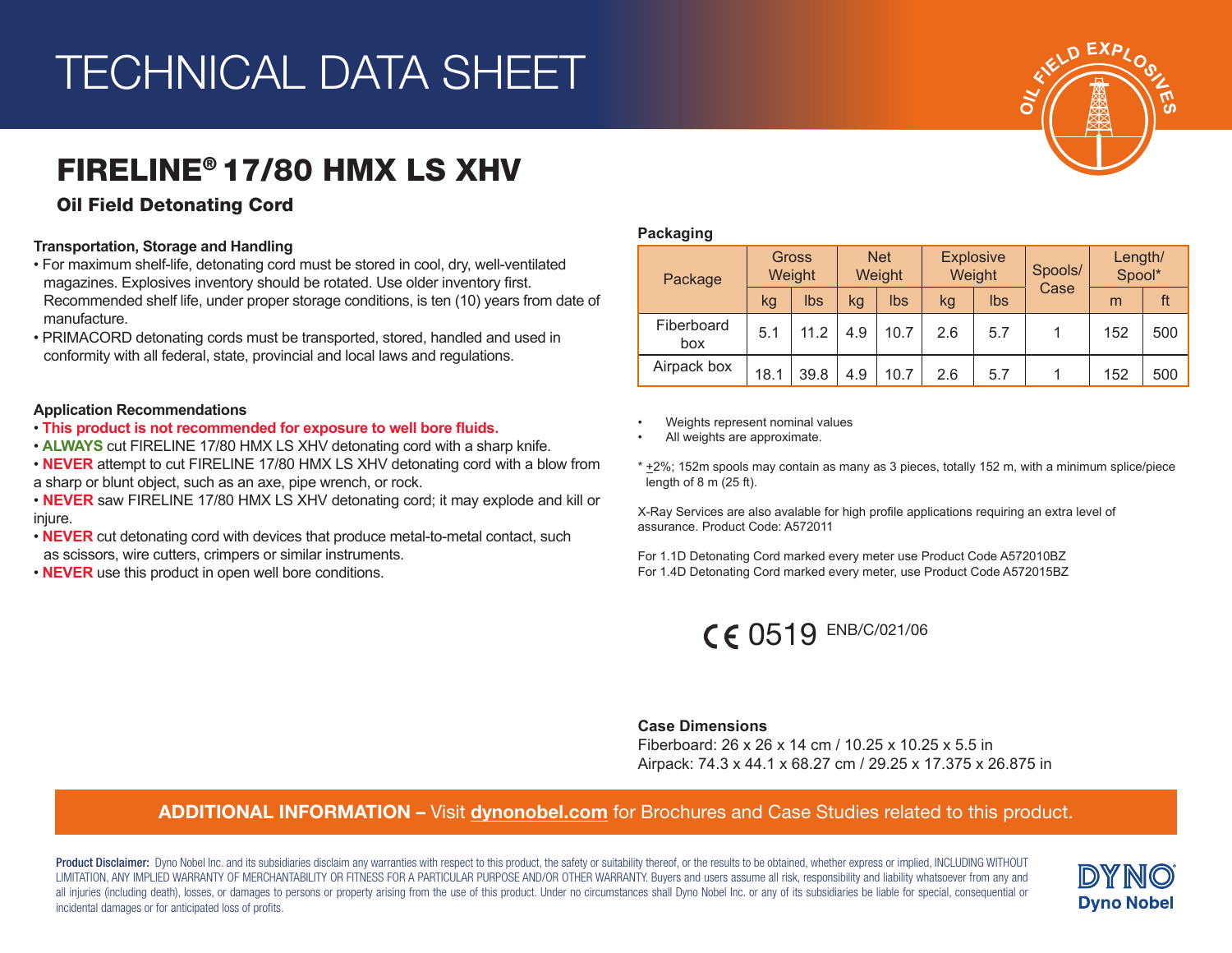# TECHNICAL DATA SHEET

## FIRELINE® 17/80 HMX LS XHV

### Oil Field Detonating Cord

**Transportation, Storage and Handling**

- For maximum shelf-life, detonating cord must be stored in cool, dry, well-ventilated magazines. Explosives inventory should be rotated. Use older inventory first. Recommended shelf life, under proper storage conditions, is ten (10) years from date of manufacture.
- PRIMACORD detonating cords must be transported, stored, handled and used in conformity with all federal, state, provincial and local laws and regulations.

**Application Recommendations**

- **This product is not recommended for exposure to well bore fluids.**
- **ALWAYS** cut FIRELINE 17/80 HMX LS XHV detonating cord with a sharp knife.
- **NEVER** attempt to cut FIRELINE 17/80 HMX LS XHV detonating cord with a blow from a sharp or blunt object, such as an axe, pipe wrench, or rock.
- **NEVER** saw FIRELINE 17/80 HMX LS XHV detonating cord; it may explode and kill or injure.
- **NEVER** cut detonating cord with devices that produce metal-to-metal contact, such as scissors, wire cutters, crimpers or similar instruments.
- **NEVER** use this product in open well bore conditions.

**Packaging**

| Package | Gross Weight | | Net Weight | | Explosive Weight | | Spools/ Case | Length/ Spool* | |
|---|---|---|---|---|---|---|---|---|---|
| | kg | lbs | kg | lbs | kg | lbs | | m | ft |
| Fiberboard box | 5.1 | 11.2 | 4.9 | 10.7 | 2.6 | 5.7 | 1 | 152 | 500 |
| Airpack box | 18.1 | 39.8 | 4.9 | 10.7 | 2.6 | 5.7 | 1 | 152 | 500 |

- Weights represent nominal values
- All weights are approximate.

\* ±2%; 152m spools may contain as many as 3 pieces, totally 152 m, with a minimum splice/piece length of 8 m (25 ft).

X-Ray Services are also avalable for high profile applications requiring an extra level of assurance. Product Code: A572011

For 1.1D Detonating Cord marked every meter use Product Code A572010BZ
For 1.4D Detonating Cord marked every meter, use Product Code A572015BZ

CE 0519 ENB/C/021/06

**Case Dimensions**

Fiberboard: 26 x 26 x 14 cm / 10.25 x 10.25 x 5.5 in
Airpack: 74.3 x 44.1 x 68.27 cm / 29.25 x 17.375 x 26.875 in

**ADDITIONAL INFORMATION –** Visit **dynonobel.com** for Brochures and Case Studies related to this product.

**Product Disclaimer:** Dyno Nobel Inc. and its subsidiaries disclaim any warranties with respect to this product, the safety or suitability thereof, or the results to be obtained, whether express or implied, INCLUDING WITHOUT LIMITATION, ANY IMPLIED WARRANTY OF MERCHANTABILITY OR FITNESS FOR A PARTICULAR PURPOSE AND/OR OTHER WARRANTY. Buyers and users assume all risk, responsibility and liability whatsoever from any and all injuries (including death), losses, or damages to persons or property arising from the use of this product. Under no circumstances shall Dyno Nobel Inc. or any of its subsidiaries be liable for special, consequential or incidental damages or for anticipated loss of profits.

DYNO
Dyno Nobel